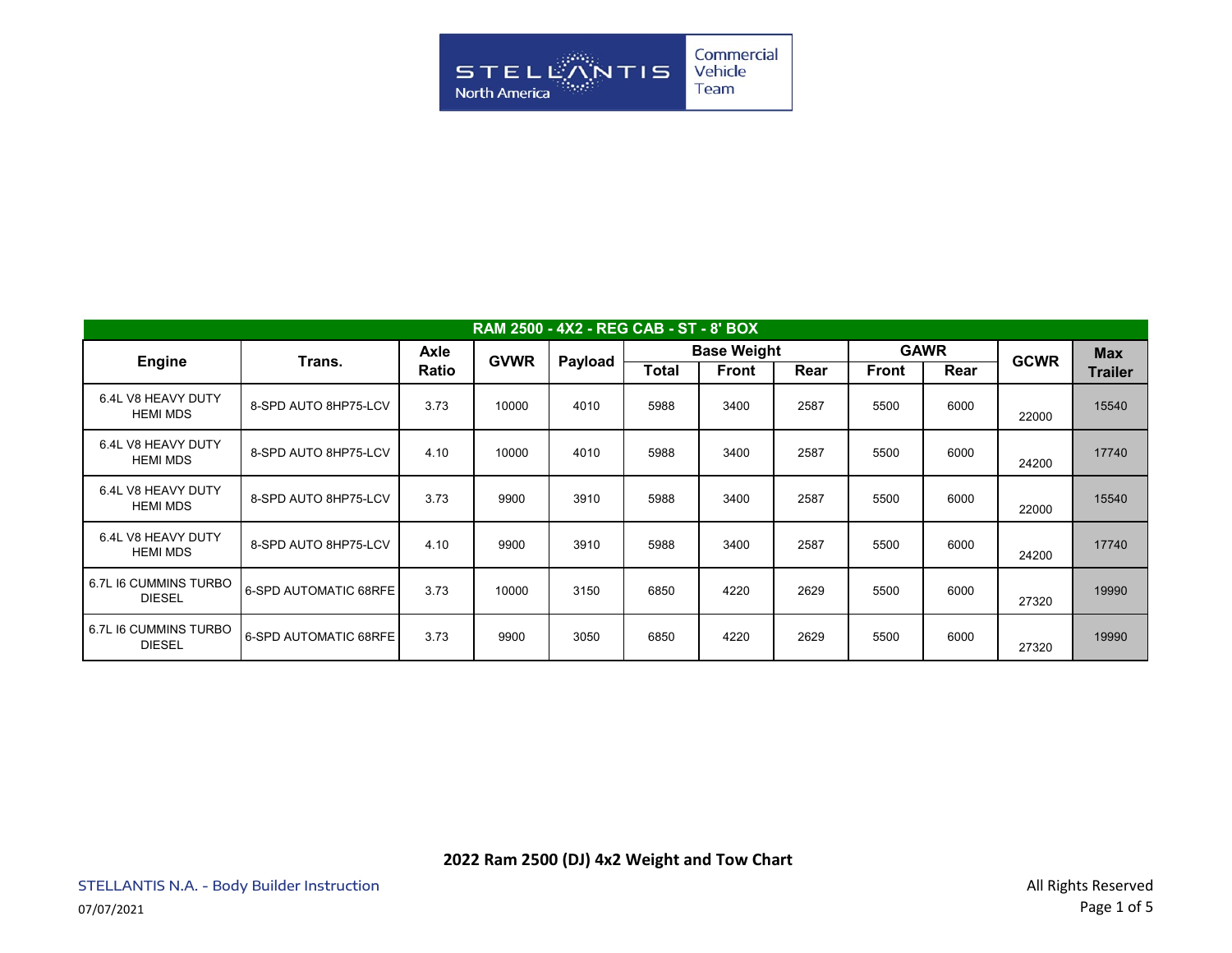Stellantis North America Commercial Vehicle Team

| RAM 2500 - 4X2 - REG CAB - ST - 8' BOX | | | | | | | | | | | |
|---|---|---|---|---|---|---|---|---|---|---|---|
| Engine | Trans. | Axle Ratio | GVWR | Payload | Base Weight | | | GAWR | | GCWR | Max Trailer |
| | | | | | Total | Front | Rear | Front | Rear | | |
| 6.4L V8 HEAVY DUTY HEMI MDS | 8-SPD AUTO 8HP75-LCV | 3.73 | 10000 | 4010 | 5988 | 3400 | 2587 | 5500 | 6000 | 22000 | 15540 |
| 6.4L V8 HEAVY DUTY HEMI MDS | 8-SPD AUTO 8HP75-LCV | 4.10 | 10000 | 4010 | 5988 | 3400 | 2587 | 5500 | 6000 | 24200 | 17740 |
| 6.4L V8 HEAVY DUTY HEMI MDS | 8-SPD AUTO 8HP75-LCV | 3.73 | 9900 | 3910 | 5988 | 3400 | 2587 | 5500 | 6000 | 22000 | 15540 |
| 6.4L V8 HEAVY DUTY HEMI MDS | 8-SPD AUTO 8HP75-LCV | 4.10 | 9900 | 3910 | 5988 | 3400 | 2587 | 5500 | 6000 | 24200 | 17740 |
| 6.7L I6 CUMMINS TURBO DIESEL | 6-SPD AUTOMATIC 68RFE | 3.73 | 10000 | 3150 | 6850 | 4220 | 2629 | 5500 | 6000 | 27320 | 19990 |
| 6.7L I6 CUMMINS TURBO DIESEL | 6-SPD AUTOMATIC 68RFE | 3.73 | 9900 | 3050 | 6850 | 4220 | 2629 | 5500 | 6000 | 27320 | 19990 |

**2022 Ram 2500 (DJ) 4x2 Weight and Tow Chart**

STELLANTIS N.A. - Body Builder Instruction

07/07/2021

All Rights Reserved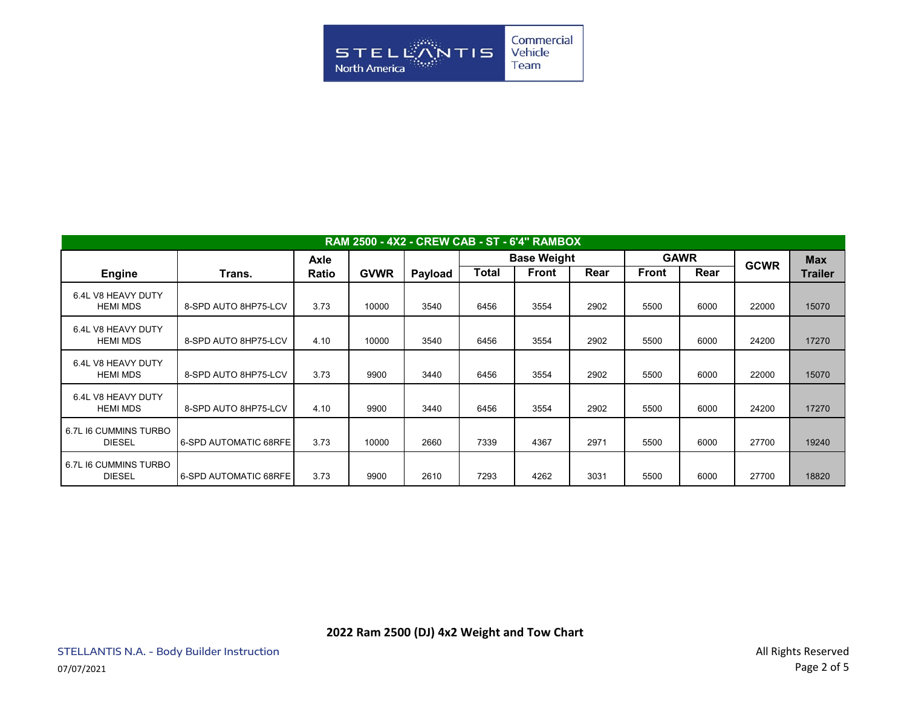STELLANTIS North America | Commercial Vehicle Team

| RAM 2500 - 4X2 - CREW CAB - ST - 6'4" RAMBOX | | | | | | | | | | | |
|---|---|---|---|---|---|---|---|---|---|---|---|
| | | Axle | | | Base Weight | | | GAWR | | GCWR | Max |
| Engine | Trans. | Ratio | GVWR | Payload | Total | Front | Rear | Front | Rear | | Trailer |
| 6.4L V8 HEAVY DUTY HEMI MDS | 8-SPD AUTO 8HP75-LCV | 3.73 | 10000 | 3540 | 6456 | 3554 | 2902 | 5500 | 6000 | 22000 | 15070 |
| 6.4L V8 HEAVY DUTY HEMI MDS | 8-SPD AUTO 8HP75-LCV | 4.10 | 10000 | 3540 | 6456 | 3554 | 2902 | 5500 | 6000 | 24200 | 17270 |
| 6.4L V8 HEAVY DUTY HEMI MDS | 8-SPD AUTO 8HP75-LCV | 3.73 | 9900 | 3440 | 6456 | 3554 | 2902 | 5500 | 6000 | 22000 | 15070 |
| 6.4L V8 HEAVY DUTY HEMI MDS | 8-SPD AUTO 8HP75-LCV | 4.10 | 9900 | 3440 | 6456 | 3554 | 2902 | 5500 | 6000 | 24200 | 17270 |
| 6.7L I6 CUMMINS TURBO DIESEL | 6-SPD AUTOMATIC 68RFE | 3.73 | 10000 | 2660 | 7339 | 4367 | 2971 | 5500 | 6000 | 27700 | 19240 |
| 6.7L I6 CUMMINS TURBO DIESEL | 6-SPD AUTOMATIC 68RFE | 3.73 | 9900 | 2610 | 7293 | 4262 | 3031 | 5500 | 6000 | 27700 | 18820 |

**2022 Ram 2500 (DJ) 4x2 Weight and Tow Chart**

STELLANTIS N.A. - Body Builder Instruction

07/07/2021

All Rights Reserved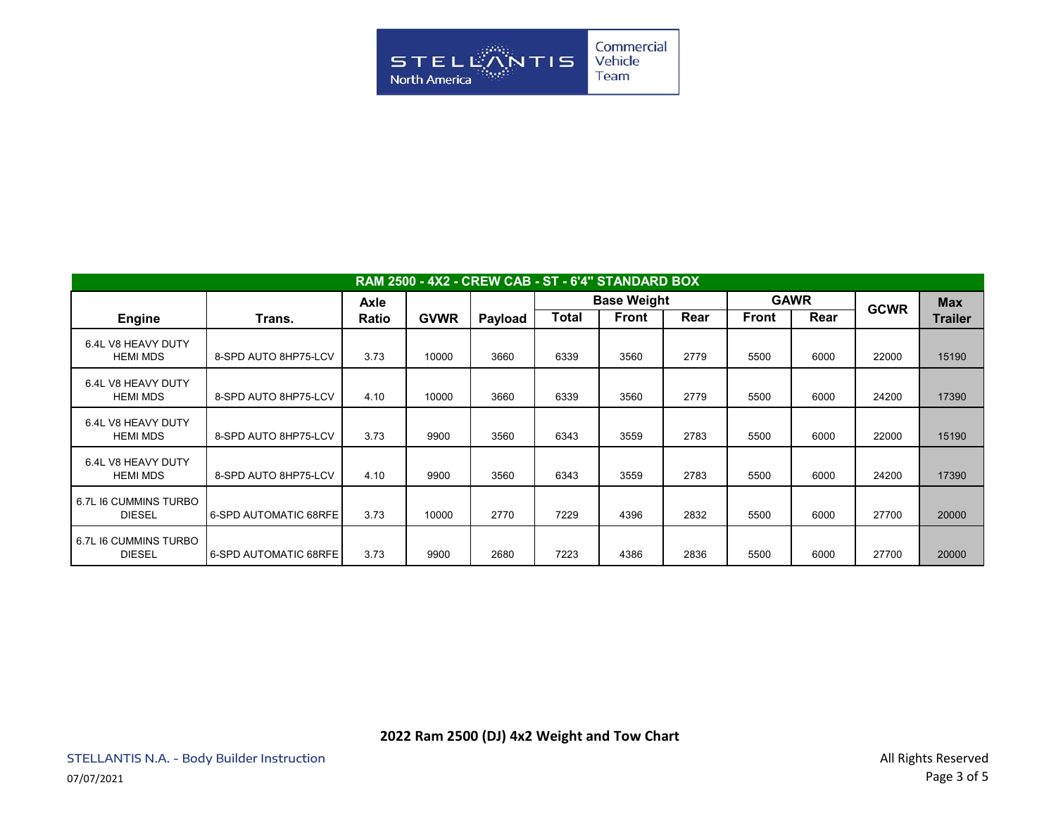| RAM 2500 - 4X2 - CREW CAB - ST - 6'4" STANDARD BOX | | | | | | | | | | | |
|---|---|---|---|---|---|---|---|---|---|---|---|
| Engine | Trans. | Axle Ratio | GVWR | Payload | Base Weight | | | GAWR | | GCWR | Max Trailer |
| | | | | | Total | Front | Rear | Front | Rear | | |
| 6.4L V8 HEAVY DUTY HEMI MDS | 8-SPD AUTO 8HP75-LCV | 3.73 | 10000 | 3660 | 6339 | 3560 | 2779 | 5500 | 6000 | 22000 | 15190 |
| 6.4L V8 HEAVY DUTY HEMI MDS | 8-SPD AUTO 8HP75-LCV | 4.10 | 10000 | 3660 | 6339 | 3560 | 2779 | 5500 | 6000 | 24200 | 17390 |
| 6.4L V8 HEAVY DUTY HEMI MDS | 8-SPD AUTO 8HP75-LCV | 3.73 | 9900 | 3560 | 6343 | 3559 | 2783 | 5500 | 6000 | 22000 | 15190 |
| 6.4L V8 HEAVY DUTY HEMI MDS | 8-SPD AUTO 8HP75-LCV | 4.10 | 9900 | 3560 | 6343 | 3559 | 2783 | 5500 | 6000 | 24200 | 17390 |
| 6.7L I6 CUMMINS TURBO DIESEL | 6-SPD AUTOMATIC 68RFE | 3.73 | 10000 | 2770 | 7229 | 4396 | 2832 | 5500 | 6000 | 27700 | 20000 |
| 6.7L I6 CUMMINS TURBO DIESEL | 6-SPD AUTOMATIC 68RFE | 3.73 | 9900 | 2680 | 7223 | 4386 | 2836 | 5500 | 6000 | 27700 | 20000 |

**2022 Ram 2500 (DJ) 4x2 Weight and Tow Chart**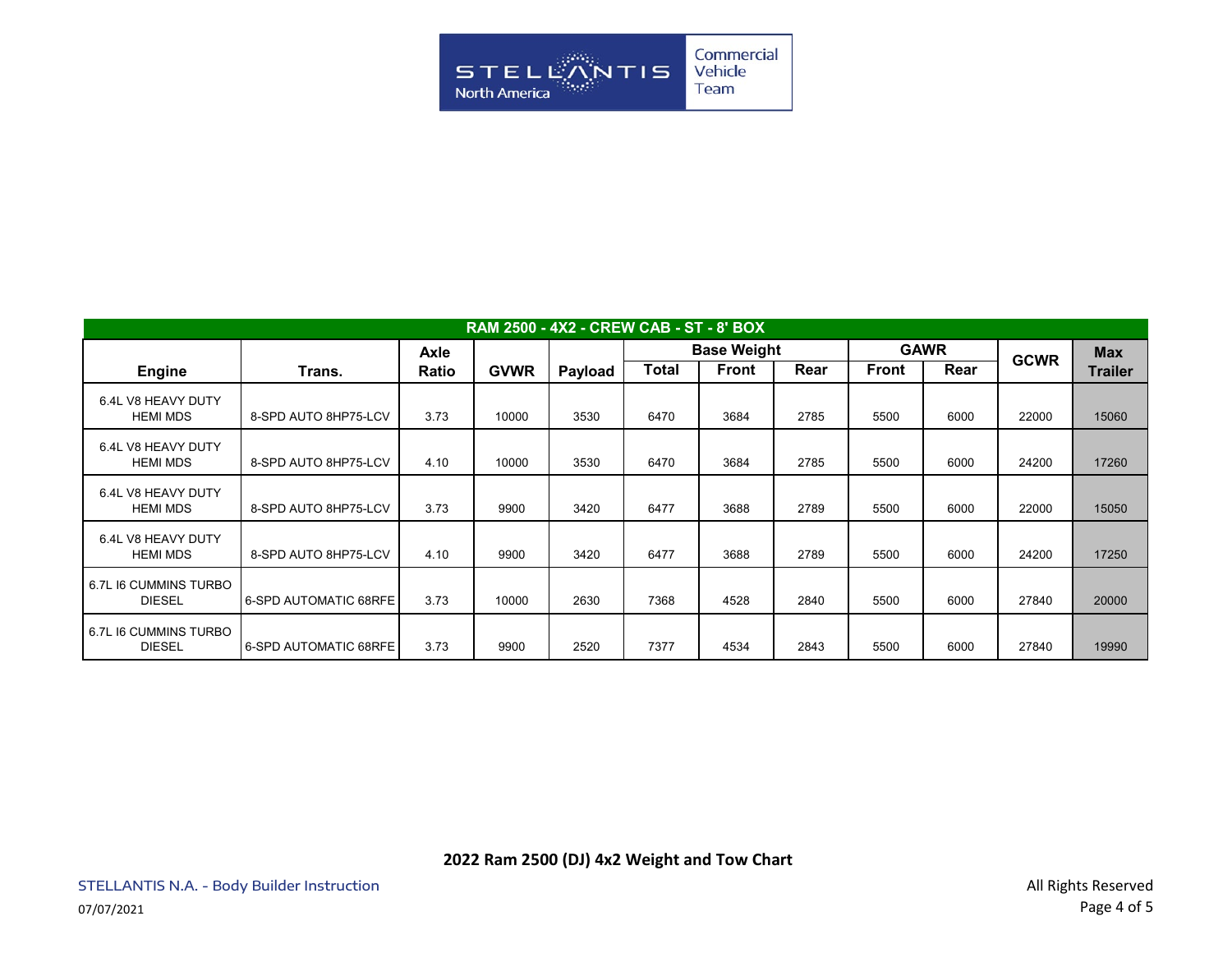| RAM 2500 - 4X2 - CREW CAB - ST - 8' BOX | | | | | | | | | | | |
|---|---|---|---|---|---|---|---|---|---|---|---|
| Engine | Trans. | Axle Ratio | GVWR | Payload | Base Weight | | | GAWR | | GCWR | Max Trailer |
| | | | | | Total | Front | Rear | Front | Rear | | |
| 6.4L V8 HEAVY DUTY HEMI MDS | 8-SPD AUTO 8HP75-LCV | 3.73 | 10000 | 3530 | 6470 | 3684 | 2785 | 5500 | 6000 | 22000 | 15060 |
| 6.4L V8 HEAVY DUTY HEMI MDS | 8-SPD AUTO 8HP75-LCV | 4.10 | 10000 | 3530 | 6470 | 3684 | 2785 | 5500 | 6000 | 24200 | 17260 |
| 6.4L V8 HEAVY DUTY HEMI MDS | 8-SPD AUTO 8HP75-LCV | 3.73 | 9900 | 3420 | 6477 | 3688 | 2789 | 5500 | 6000 | 22000 | 15050 |
| 6.4L V8 HEAVY DUTY HEMI MDS | 8-SPD AUTO 8HP75-LCV | 4.10 | 9900 | 3420 | 6477 | 3688 | 2789 | 5500 | 6000 | 24200 | 17250 |
| 6.7L I6 CUMMINS TURBO DIESEL | 6-SPD AUTOMATIC 68RFE | 3.73 | 10000 | 2630 | 7368 | 4528 | 2840 | 5500 | 6000 | 27840 | 20000 |
| 6.7L I6 CUMMINS TURBO DIESEL | 6-SPD AUTOMATIC 68RFE | 3.73 | 9900 | 2520 | 7377 | 4534 | 2843 | 5500 | 6000 | 27840 | 19990 |

2022 Ram 2500 (DJ) 4x2 Weight and Tow Chart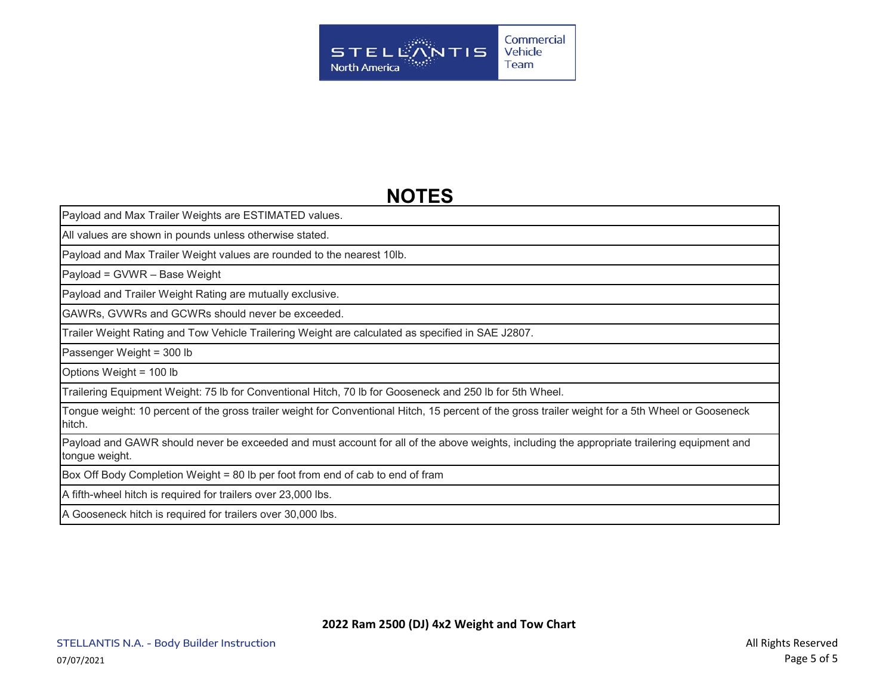# NOTES

| |
|---|
| Payload and Max Trailer Weights are ESTIMATED values. |
| All values are shown in pounds unless otherwise stated. |
| Payload and Max Trailer Weight values are rounded to the nearest 10lb. |
| Payload = GVWR – Base Weight |
| Payload and Trailer Weight Rating are mutually exclusive. |
| GAWRs, GVWRs and GCWRs should never be exceeded. |
| Trailer Weight Rating and Tow Vehicle Trailering Weight are calculated as specified in SAE J2807. |
| Passenger Weight = 300 lb |
| Options Weight = 100 lb |
| Trailering Equipment Weight: 75 lb for Conventional Hitch, 70 lb for Gooseneck and 250 lb for 5th Wheel. |
| Tongue weight: 10 percent of the gross trailer weight for Conventional Hitch, 15 percent of the gross trailer weight for a 5th Wheel or Gooseneck hitch. |
| Payload and GAWR should never be exceeded and must account for all of the above weights, including the appropriate trailering equipment and tongue weight. |
| Box Off Body Completion Weight = 80 lb per foot from end of cab to end of fram |
| A fifth-wheel hitch is required for trailers over 23,000 lbs. |
| A Gooseneck hitch is required for trailers over 30,000 lbs. |

**2022 Ram 2500 (DJ) 4x2 Weight and Tow Chart**